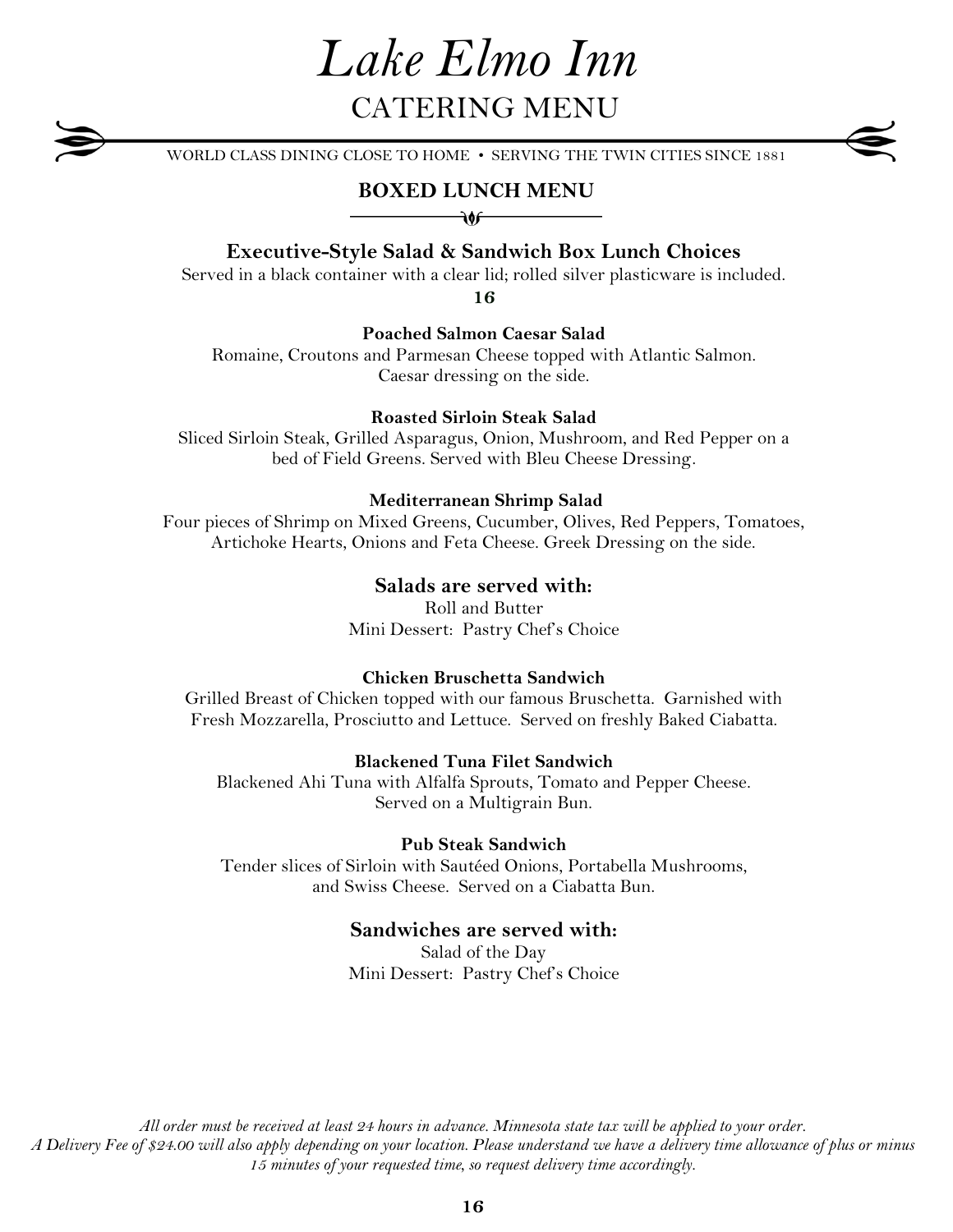# *Lake Elmo Inn*

## CATERING MENU

WORLD CLASS DINING CLOSE TO HOME • SERVING THE TWIN CITIES SINCE 1881

## BOXED LUNCH MENU

### Executive-Style Salad & Sandwich Box Lunch Choices

Served in a black container with a clear lid; rolled silver plasticware is included.

**16**

**Poached Salmon Caesar Salad**

Romaine, Croutons and Parmesan Cheese topped with Atlantic Salmon.
Caesar dressing on the side.

**Roasted Sirloin Steak Salad**

Sliced Sirloin Steak, Grilled Asparagus, Onion, Mushroom, and Red Pepper on a bed of Field Greens. Served with Bleu Cheese Dressing.

**Mediterranean Shrimp Salad**

Four pieces of Shrimp on Mixed Greens, Cucumber, Olives, Red Peppers, Tomatoes, Artichoke Hearts, Onions and Feta Cheese. Greek Dressing on the side.

### Salads are served with:

Roll and Butter
Mini Dessert: Pastry Chef's Choice

**Chicken Bruschetta Sandwich**

Grilled Breast of Chicken topped with our famous Bruschetta. Garnished with Fresh Mozzarella, Prosciutto and Lettuce. Served on freshly Baked Ciabatta.

**Blackened Tuna Filet Sandwich**

Blackened Ahi Tuna with Alfalfa Sprouts, Tomato and Pepper Cheese.
Served on a Multigrain Bun.

**Pub Steak Sandwich**

Tender slices of Sirloin with Sautéed Onions, Portabella Mushrooms, and Swiss Cheese. Served on a Ciabatta Bun.

### Sandwiches are served with:

Salad of the Day
Mini Dessert: Pastry Chef's Choice

*All order must be received at least 24 hours in advance. Minnesota state tax will be applied to your order. A Delivery Fee of $24.00 will also apply depending on your location. Please understand we have a delivery time allowance of plus or minus 15 minutes of your requested time, so request delivery time accordingly.*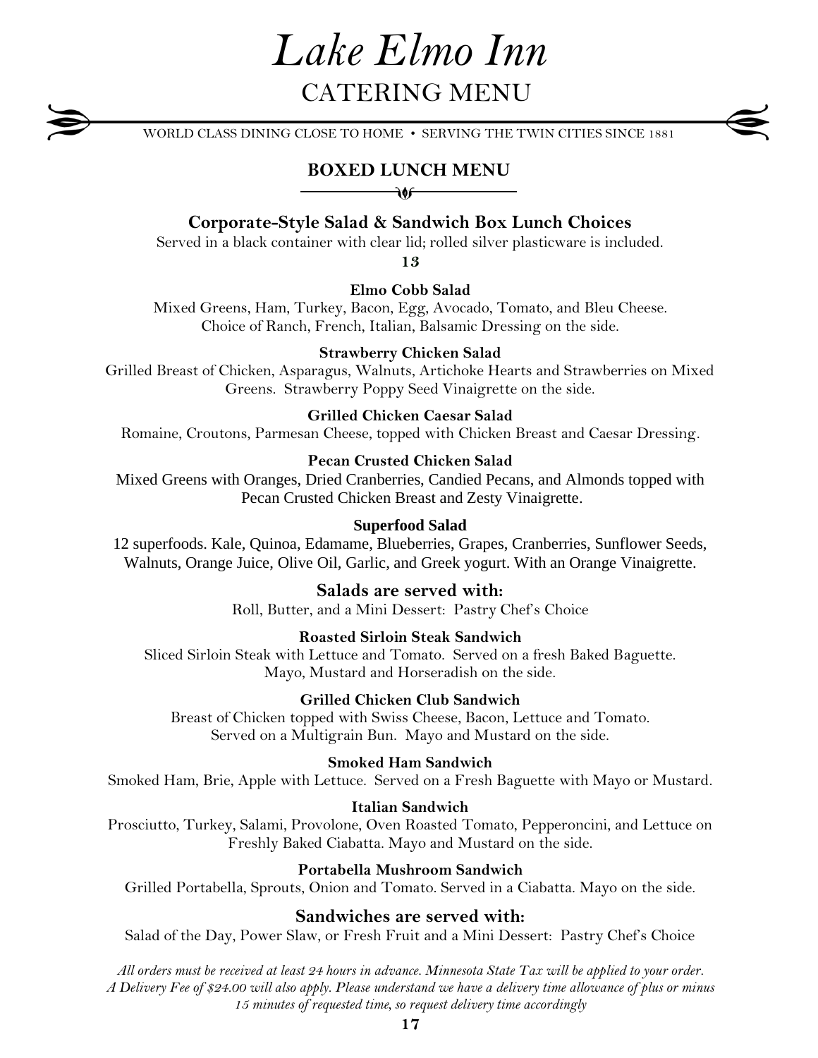# *Lake Elmo Inn*

## CATERING MENU

WORLD CLASS DINING CLOSE TO HOME • SERVING THE TWIN CITIES SINCE 1881

## BOXED LUNCH MENU

### Corporate-Style Salad & Sandwich Box Lunch Choices

Served in a black container with clear lid; rolled silver plasticware is included.

**13**

**Elmo Cobb Salad**
Mixed Greens, Ham, Turkey, Bacon, Egg, Avocado, Tomato, and Bleu Cheese.
Choice of Ranch, French, Italian, Balsamic Dressing on the side.

**Strawberry Chicken Salad**
Grilled Breast of Chicken, Asparagus, Walnuts, Artichoke Hearts and Strawberries on Mixed Greens. Strawberry Poppy Seed Vinaigrette on the side.

**Grilled Chicken Caesar Salad**
Romaine, Croutons, Parmesan Cheese, topped with Chicken Breast and Caesar Dressing.

**Pecan Crusted Chicken Salad**
Mixed Greens with Oranges, Dried Cranberries, Candied Pecans, and Almonds topped with Pecan Crusted Chicken Breast and Zesty Vinaigrette.

**Superfood Salad**
12 superfoods. Kale, Quinoa, Edamame, Blueberries, Grapes, Cranberries, Sunflower Seeds, Walnuts, Orange Juice, Olive Oil, Garlic, and Greek yogurt. With an Orange Vinaigrette.

**Salads are served with:**
Roll, Butter, and a Mini Dessert: Pastry Chef's Choice

**Roasted Sirloin Steak Sandwich**
Sliced Sirloin Steak with Lettuce and Tomato. Served on a fresh Baked Baguette.
Mayo, Mustard and Horseradish on the side.

**Grilled Chicken Club Sandwich**
Breast of Chicken topped with Swiss Cheese, Bacon, Lettuce and Tomato.
Served on a Multigrain Bun. Mayo and Mustard on the side.

**Smoked Ham Sandwich**
Smoked Ham, Brie, Apple with Lettuce. Served on a Fresh Baguette with Mayo or Mustard.

**Italian Sandwich**
Prosciutto, Turkey, Salami, Provolone, Oven Roasted Tomato, Pepperoncini, and Lettuce on Freshly Baked Ciabatta. Mayo and Mustard on the side.

**Portabella Mushroom Sandwich**
Grilled Portabella, Sprouts, Onion and Tomato. Served in a Ciabatta. Mayo on the side.

**Sandwiches are served with:**
Salad of the Day, Power Slaw, or Fresh Fruit and a Mini Dessert: Pastry Chef's Choice

*All orders must be received at least 24 hours in advance. Minnesota State Tax will be applied to your order. A Delivery Fee of $24.00 will also apply. Please understand we have a delivery time allowance of plus or minus 15 minutes of requested time, so request delivery time accordingly*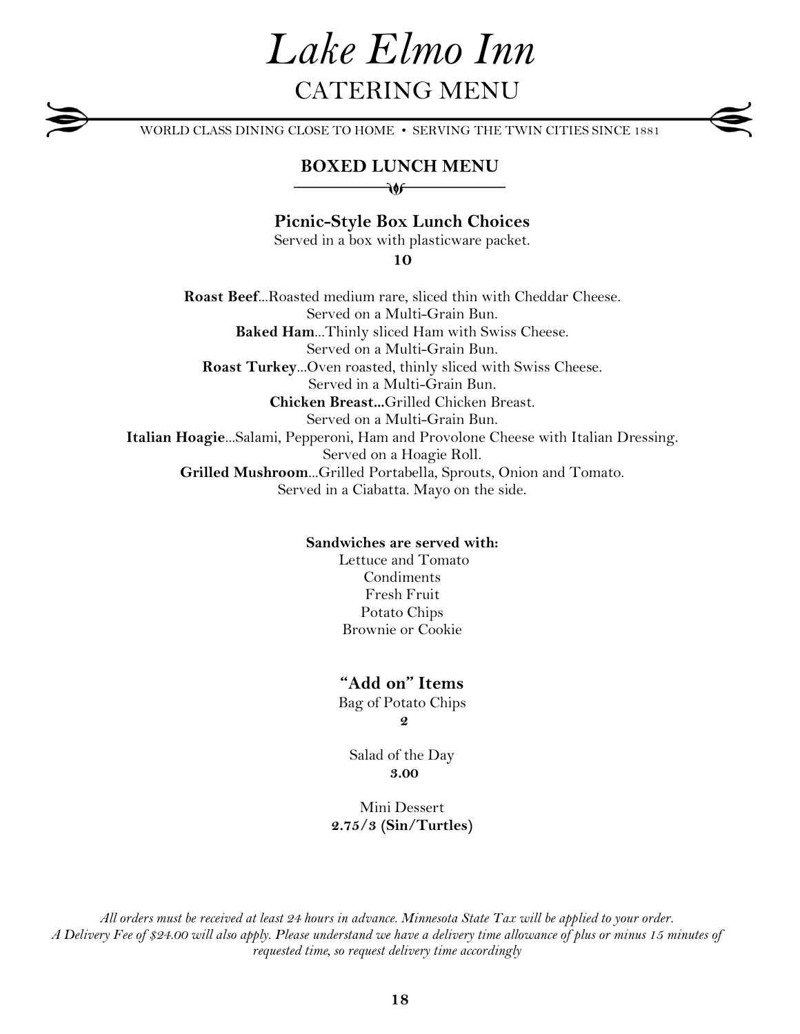# *Lake Elmo Inn*

## CATERING MENU

WORLD CLASS DINING CLOSE TO HOME • SERVING THE TWIN CITIES SINCE 1881

### BOXED LUNCH MENU

#### Picnic-Style Box Lunch Choices

Served in a box with plasticware packet.

**10**

**Roast Beef**...Roasted medium rare, sliced thin with Cheddar Cheese.
Served on a Multi-Grain Bun.

**Baked Ham**...Thinly sliced Ham with Swiss Cheese.
Served on a Multi-Grain Bun.

**Roast Turkey**...Oven roasted, thinly sliced with Swiss Cheese.
Served in a Multi-Grain Bun.

**Chicken Breast...**Grilled Chicken Breast.
Served on a Multi-Grain Bun.

**Italian Hoagie**...Salami, Pepperoni, Ham and Provolone Cheese with Italian Dressing.
Served on a Hoagie Roll.

**Grilled Mushroom**...Grilled Portabella, Sprouts, Onion and Tomato.
Served in a Ciabatta. Mayo on the side.

**Sandwiches are served with:**

Lettuce and Tomato
Condiments
Fresh Fruit
Potato Chips
Brownie or Cookie

#### "Add on" Items

Bag of Potato Chips
**2**

Salad of the Day
**3.00**

Mini Dessert
**2.75/3 (Sin/Turtles)**

*All orders must be received at least 24 hours in advance. Minnesota State Tax will be applied to your order. A Delivery Fee of $24.00 will also apply. Please understand we have a delivery time allowance of plus or minus 15 minutes of requested time, so request delivery time accordingly*